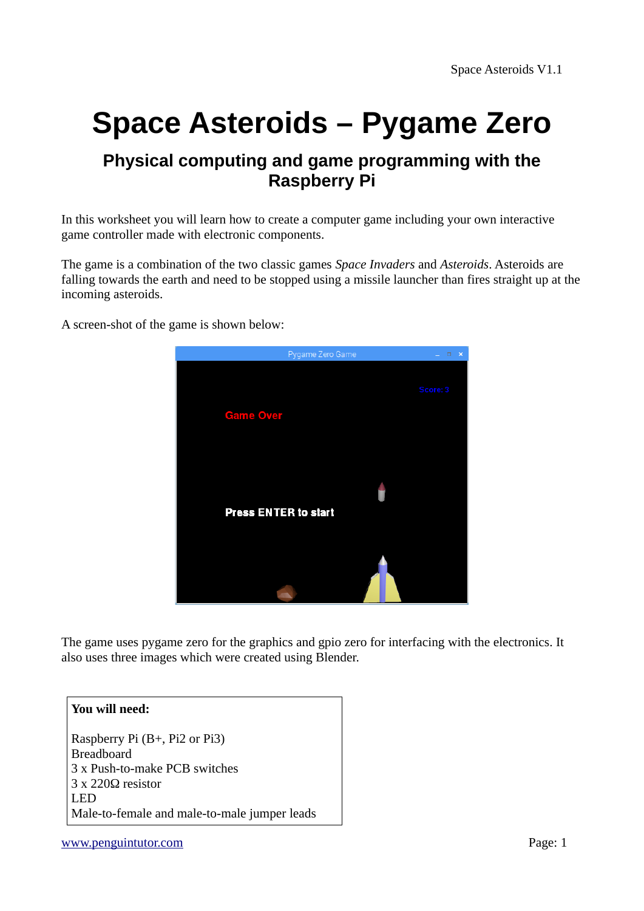# Space Asteroids – Pygame Zero

## Physical computing and game programming with the Raspberry Pi

In this worksheet you will learn how to create a computer game including your own interactive game controller made with electronic components.

The game is a combination of the two classic games *Space Invaders* and *Asteroids*. Asteroids are falling towards the earth and need to be stopped using a missile launcher than fires straight up at the incoming asteroids.

A screen-shot of the game is shown below:

The game uses pygame zero for the graphics and gpio zero for interfacing with the electronics. It also uses three images which were created using Blender.

**You will need:**

Raspberry Pi (B+, Pi2 or Pi3)
Breadboard
3 x Push-to-make PCB switches
3 x 220Ω resistor
LED
Male-to-female and male-to-male jumper leads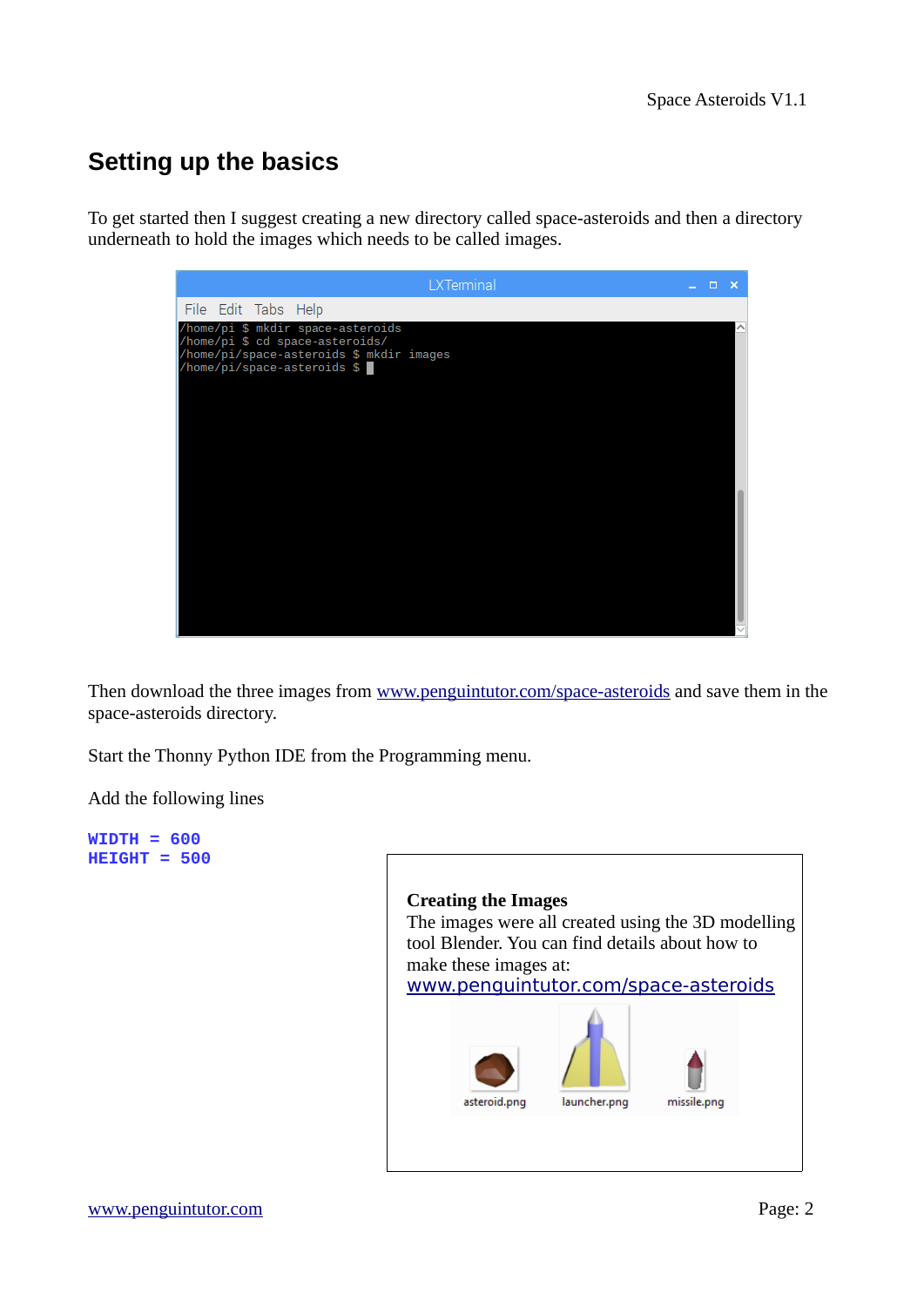## Setting up the basics

To get started then I suggest creating a new directory called space-asteroids and then a directory underneath to hold the images which needs to be called images.

```
/home/pi $ mkdir space-asteroids
/home/pi $ cd space-asteroids/
/home/pi/space-asteroids $ mkdir images
/home/pi/space-asteroids $ 
```

Then download the three images from [www.penguintutor.com/space-asteroids](http://www.penguintutor.com/space-asteroids) and save them in the space-asteroids directory.

Start the Thonny Python IDE from the Programming menu.

Add the following lines

```
WIDTH = 600
HEIGHT = 500
```

> **Creating the Images**
> The images were all created using the 3D modelling tool Blender. You can find details about how to make these images at:
> [www.penguintutor.com/space-asteroids](http://www.penguintutor.com/space-asteroids)
>
> asteroid.png launcher.png missile.png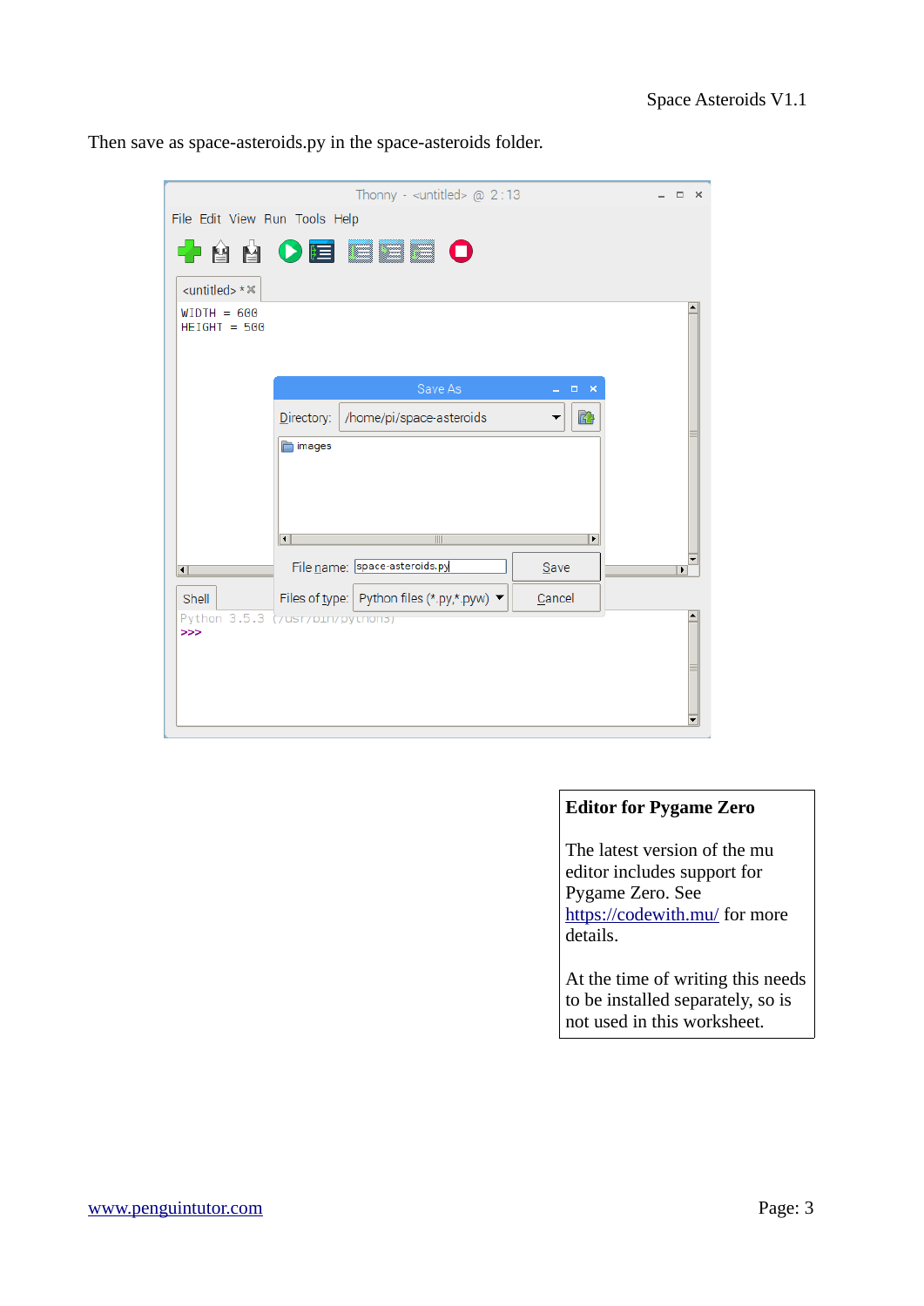Then save as space-asteroids.py in the space-asteroids folder.

**Editor for Pygame Zero**

The latest version of the mu editor includes support for Pygame Zero. See https://codewith.mu/ for more details.

At the time of writing this needs to be installed separately, so is not used in this worksheet.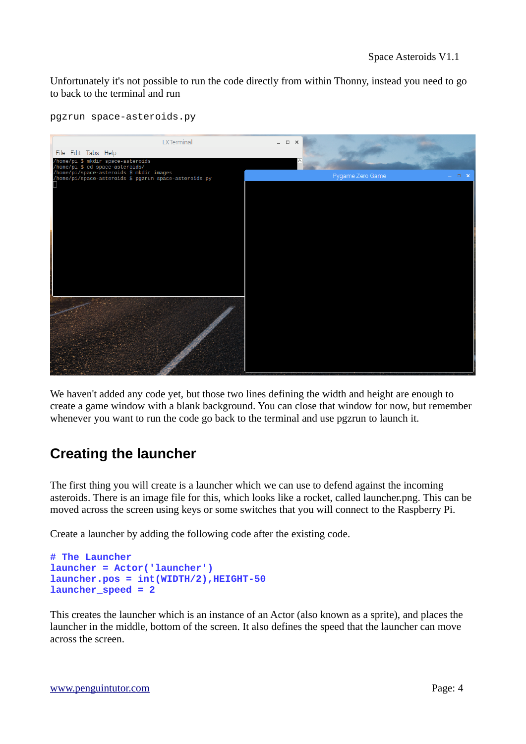Unfortunately it's not possible to run the code directly from within Thonny, instead you need to go to back to the terminal and run

```
pgzrun space-asteroids.py
```

We haven't added any code yet, but those two lines defining the width and height are enough to create a game window with a blank background. You can close that window for now, but remember whenever you want to run the code go back to the terminal and use pgzrun to launch it.

## Creating the launcher

The first thing you will create is a launcher which we can use to defend against the incoming asteroids. There is an image file for this, which looks like a rocket, called launcher.png. This can be moved across the screen using keys or some switches that you will connect to the Raspberry Pi.

Create a launcher by adding the following code after the existing code.

```
# The Launcher
launcher = Actor('launcher')
launcher.pos = int(WIDTH/2),HEIGHT-50
launcher_speed = 2
```

This creates the launcher which is an instance of an Actor (also known as a sprite), and places the launcher in the middle, bottom of the screen. It also defines the speed that the launcher can move across the screen.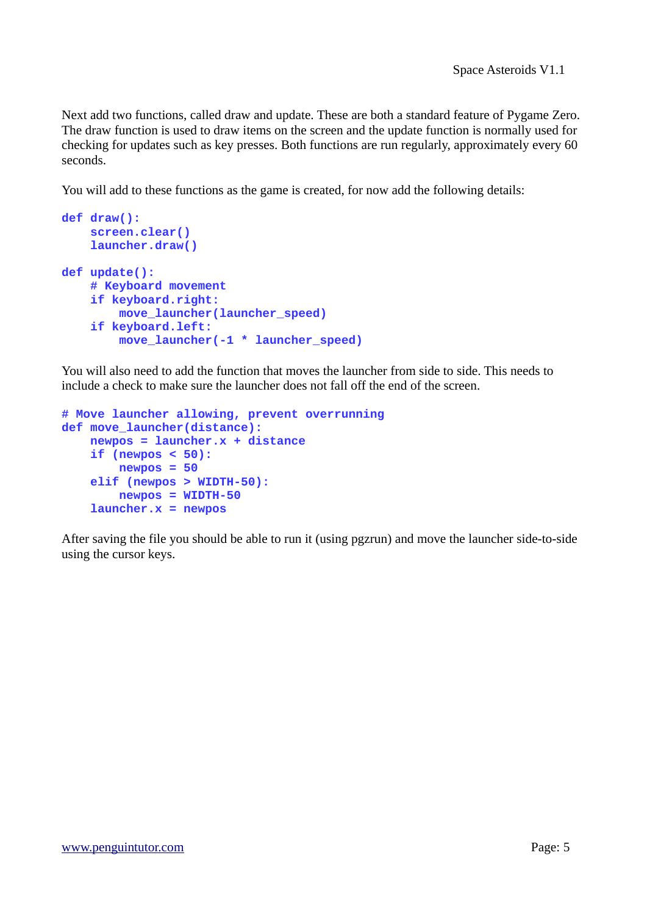Next add two functions, called draw and update. These are both a standard feature of Pygame Zero. The draw function is used to draw items on the screen and the update function is normally used for checking for updates such as key presses. Both functions are run regularly, approximately every 60 seconds.

You will add to these functions as the game is created, for now add the following details:

```
def draw():
    screen.clear()
    launcher.draw()

def update():
    # Keyboard movement
    if keyboard.right:
        move_launcher(launcher_speed)
    if keyboard.left:
        move_launcher(-1 * launcher_speed)
```

You will also need to add the function that moves the launcher from side to side. This needs to include a check to make sure the launcher does not fall off the end of the screen.

```
# Move launcher allowing, prevent overrunning
def move_launcher(distance):
    newpos = launcher.x + distance
    if (newpos < 50):
        newpos = 50
    elif (newpos > WIDTH-50):
        newpos = WIDTH-50
    launcher.x = newpos
```

After saving the file you should be able to run it (using pgzrun) and move the launcher side-to-side using the cursor keys.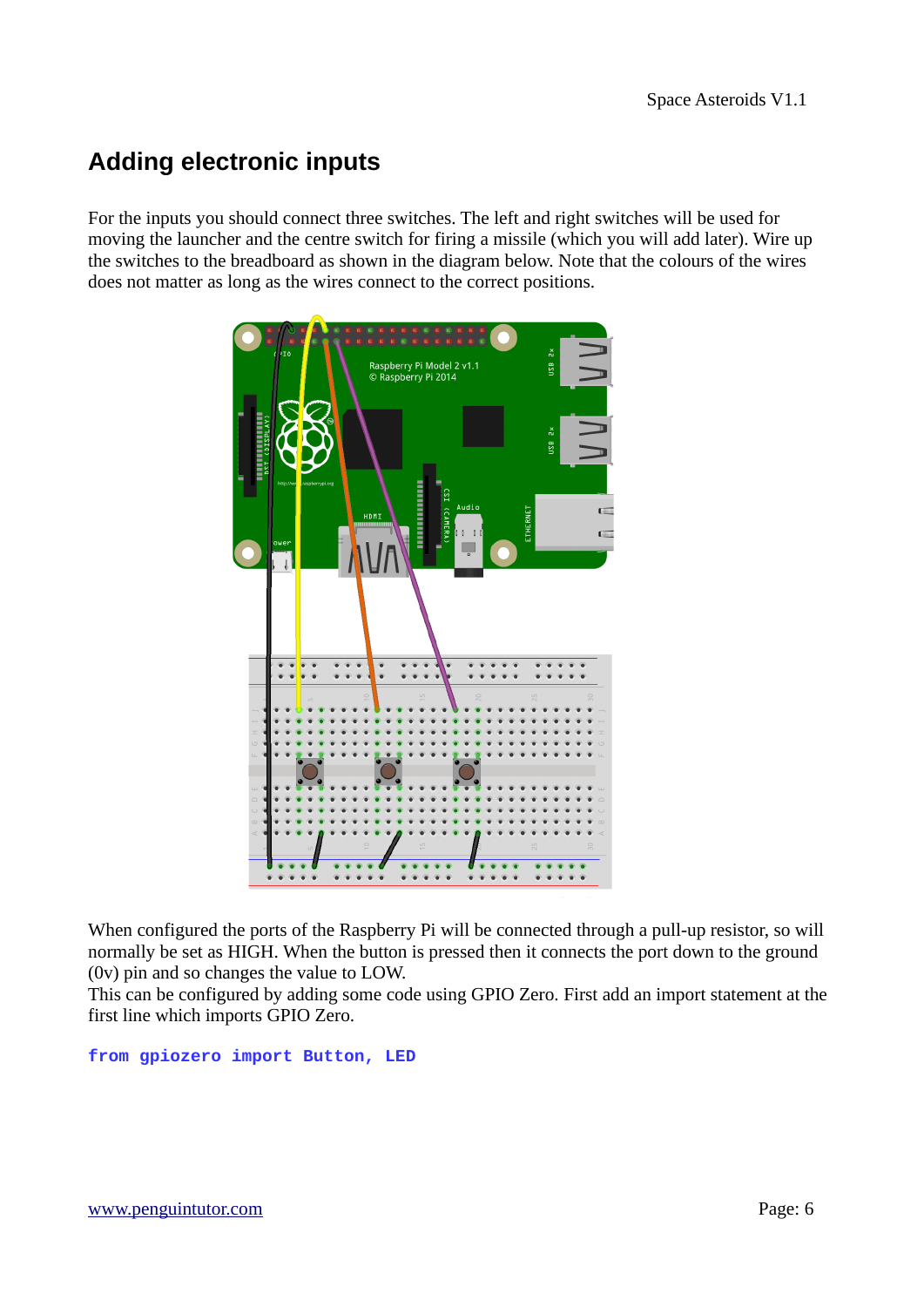## Adding electronic inputs

For the inputs you should connect three switches. The left and right switches will be used for moving the launcher and the centre switch for firing a missile (which you will add later). Wire up the switches to the breadboard as shown in the diagram below. Note that the colours of the wires does not matter as long as the wires connect to the correct positions.

When configured the ports of the Raspberry Pi will be connected through a pull-up resistor, so will normally be set as HIGH. When the button is pressed then it connects the port down to the ground (0v) pin and so changes the value to LOW.
This can be configured by adding some code using GPIO Zero. First add an import statement at the first line which imports GPIO Zero.

```
from gpiozero import Button, LED
```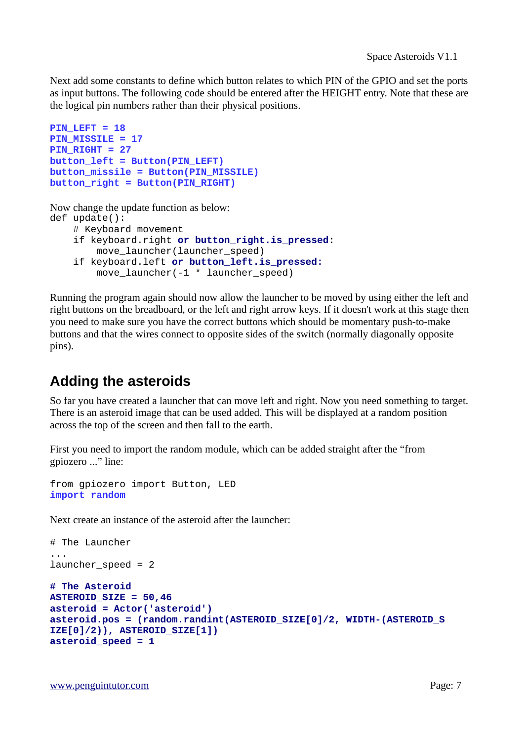Next add some constants to define which button relates to which PIN of the GPIO and set the ports as input buttons. The following code should be entered after the HEIGHT entry. Note that these are the logical pin numbers rather than their physical positions.

```
PIN_LEFT = 18
PIN_MISSILE = 17
PIN_RIGHT = 27
button_left = Button(PIN_LEFT)
button_missile = Button(PIN_MISSILE)
button_right = Button(PIN_RIGHT)
```

Now change the update function as below:

```
def update():
    # Keyboard movement
    if keyboard.right or button_right.is_pressed:
        move_launcher(launcher_speed)
    if keyboard.left or button_left.is_pressed:
        move_launcher(-1 * launcher_speed)
```

Running the program again should now allow the launcher to be moved by using either the left and right buttons on the breadboard, or the left and right arrow keys. If it doesn't work at this stage then you need to make sure you have the correct buttons which should be momentary push-to-make buttons and that the wires connect to opposite sides of the switch (normally diagonally opposite pins).

## Adding the asteroids

So far you have created a launcher that can move left and right. Now you need something to target. There is an asteroid image that can be used added. This will be displayed at a random position across the top of the screen and then fall to the earth.

First you need to import the random module, which can be added straight after the "from gpiozero ..." line:

```
from gpiozero import Button, LED
import random
```

Next create an instance of the asteroid after the launcher:

```
# The Launcher
...
launcher_speed = 2

# The Asteroid
ASTEROID_SIZE = 50,46
asteroid = Actor('asteroid')
asteroid.pos = (random.randint(ASTEROID_SIZE[0]/2, WIDTH-(ASTEROID_SIZE[0]/2)), ASTEROID_SIZE[1])
asteroid_speed = 1
```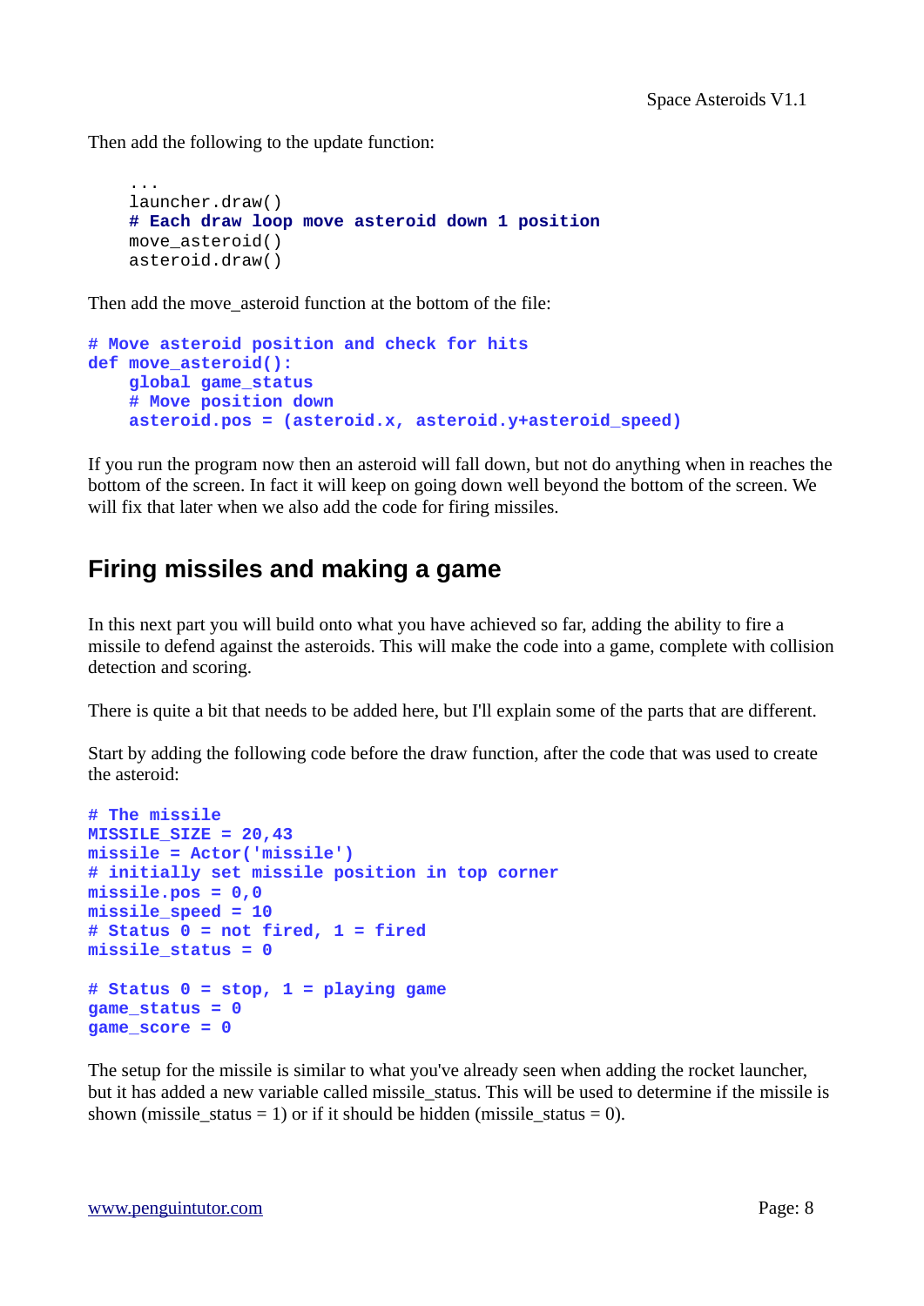Then add the following to the update function:

```
    ...
    launcher.draw()
    # Each draw loop move asteroid down 1 position
    move_asteroid()
    asteroid.draw()
```

Then add the move_asteroid function at the bottom of the file:

```
# Move asteroid position and check for hits
def move_asteroid():
    global game_status
    # Move position down
    asteroid.pos = (asteroid.x, asteroid.y+asteroid_speed)
```

If you run the program now then an asteroid will fall down, but not do anything when in reaches the bottom of the screen. In fact it will keep on going down well beyond the bottom of the screen. We will fix that later when we also add the code for firing missiles.

## Firing missiles and making a game

In this next part you will build onto what you have achieved so far, adding the ability to fire a missile to defend against the asteroids. This will make the code into a game, complete with collision detection and scoring.

There is quite a bit that needs to be added here, but I'll explain some of the parts that are different.

Start by adding the following code before the draw function, after the code that was used to create the asteroid:

```
# The missile
MISSILE_SIZE = 20,43
missile = Actor('missile')
# initially set missile position in top corner
missile.pos = 0,0
missile_speed = 10
# Status 0 = not fired, 1 = fired
missile_status = 0

# Status 0 = stop, 1 = playing game
game_status = 0
game_score = 0
```

The setup for the missile is similar to what you've already seen when adding the rocket launcher, but it has added a new variable called missile_status. This will be used to determine if the missile is shown (missile_status = 1) or if it should be hidden (missile_status = 0).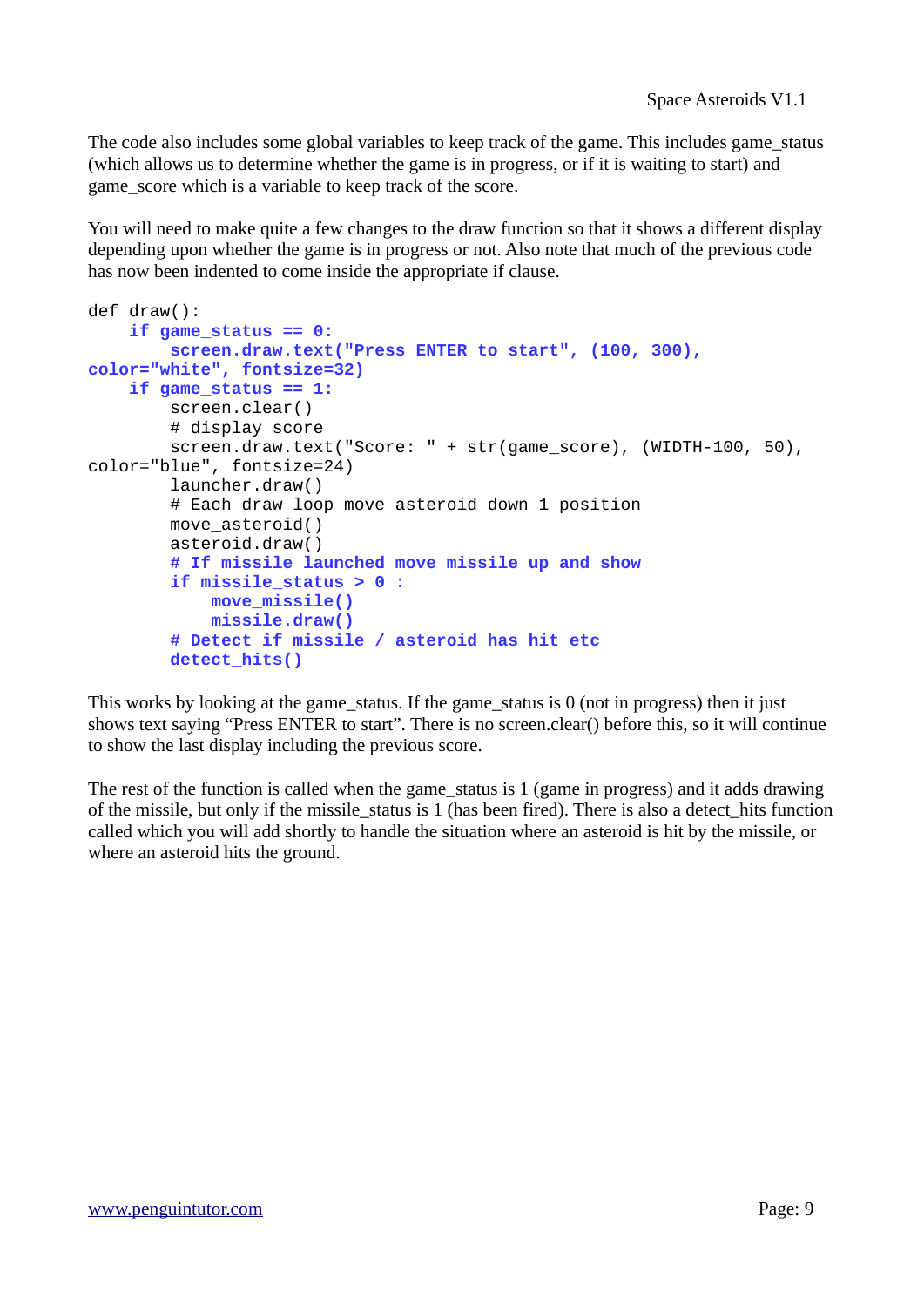The code also includes some global variables to keep track of the game. This includes game_status (which allows us to determine whether the game is in progress, or if it is waiting to start) and game_score which is a variable to keep track of the score.

You will need to make quite a few changes to the draw function so that it shows a different display depending upon whether the game is in progress or not. Also note that much of the previous code has now been indented to come inside the appropriate if clause.

```
def draw():
    if game_status == 0:
        screen.draw.text("Press ENTER to start", (100, 300),
color="white", fontsize=32)
    if game_status == 1:
        screen.clear()
        # display score
        screen.draw.text("Score: " + str(game_score), (WIDTH-100, 50),
color="blue", fontsize=24)
        launcher.draw()
        # Each draw loop move asteroid down 1 position
        move_asteroid()
        asteroid.draw()
        # If missile launched move missile up and show
        if missile_status > 0 :
            move_missile()
            missile.draw()
        # Detect if missile / asteroid has hit etc
        detect_hits()
```

This works by looking at the game_status. If the game_status is 0 (not in progress) then it just shows text saying “Press ENTER to start”. There is no screen.clear() before this, so it will continue to show the last display including the previous score.

The rest of the function is called when the game_status is 1 (game in progress) and it adds drawing of the missile, but only if the missile_status is 1 (has been fired). There is also a detect_hits function called which you will add shortly to handle the situation where an asteroid is hit by the missile, or where an asteroid hits the ground.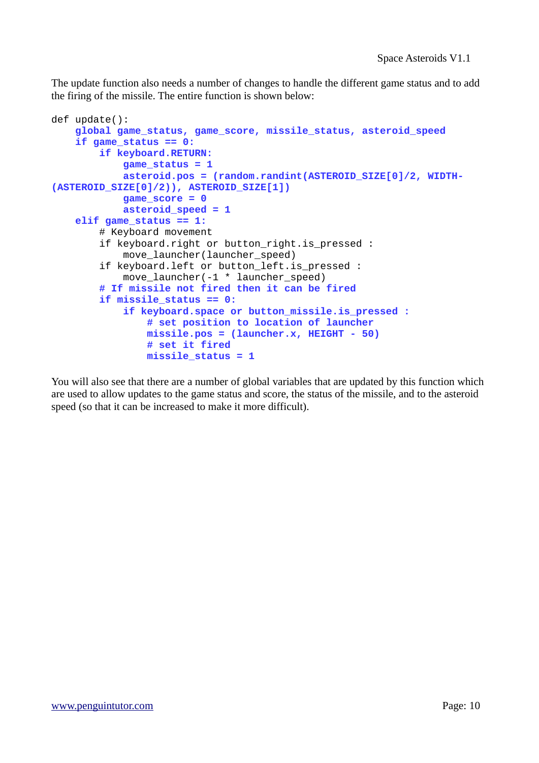The update function also needs a number of changes to handle the different game status and to add the firing of the missile. The entire function is shown below:

```
def update():
    global game_status, game_score, missile_status, asteroid_speed
    if game_status == 0:
        if keyboard.RETURN:
            game_status = 1
            asteroid.pos = (random.randint(ASTEROID_SIZE[0]/2, WIDTH-(ASTEROID_SIZE[0]/2)), ASTEROID_SIZE[1])
            game_score = 0
            asteroid_speed = 1
    elif game_status == 1:
        # Keyboard movement
        if keyboard.right or button_right.is_pressed :
            move_launcher(launcher_speed)
        if keyboard.left or button_left.is_pressed :
            move_launcher(-1 * launcher_speed)
        # If missile not fired then it can be fired
        if missile_status == 0:
            if keyboard.space or button_missile.is_pressed :
                # set position to location of launcher
                missile.pos = (launcher.x, HEIGHT - 50)
                # set it fired
                missile_status = 1
```

You will also see that there are a number of global variables that are updated by this function which are used to allow updates to the game status and score, the status of the missile, and to the asteroid speed (so that it can be increased to make it more difficult).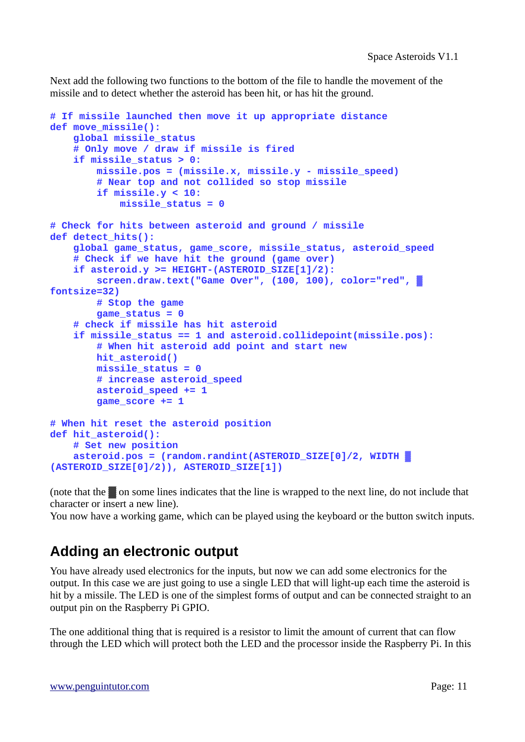Next add the following two functions to the bottom of the file to handle the movement of the missile and to detect whether the asteroid has been hit, or has hit the ground.

```
# If missile launched then move it up appropriate distance
def move_missile():
    global missile_status
    # Only move / draw if missile is fired
    if missile_status > 0:
        missile.pos = (missile.x, missile.y - missile_speed)
        # Near top and not collided so stop missile
        if missile.y < 10:
            missile_status = 0

# Check for hits between asteroid and ground / missile
def detect_hits():
    global game_status, game_score, missile_status, asteroid_speed
    # Check if we have hit the ground (game over)
    if asteroid.y >= HEIGHT-(ASTEROID_SIZE[1]/2):
        screen.draw.text("Game Over", (100, 100), color="red", ▒
fontsize=32)
        # Stop the game
        game_status = 0
    # check if missile has hit asteroid
    if missile_status == 1 and asteroid.collidepoint(missile.pos):
        # When hit asteroid add point and start new
        hit_asteroid()
        missile_status = 0
        # increase asteroid_speed
        asteroid_speed += 1
        game_score += 1

# When hit reset the asteroid position
def hit_asteroid():
    # Set new position
    asteroid.pos = (random.randint(ASTEROID_SIZE[0]/2, WIDTH ▒
(ASTEROID_SIZE[0]/2)), ASTEROID_SIZE[1])
```

(note that the ▒ on some lines indicates that the line is wrapped to the next line, do not include that character or insert a new line).

You now have a working game, which can be played using the keyboard or the button switch inputs.

## Adding an electronic output

You have already used electronics for the inputs, but now we can add some electronics for the output. In this case we are just going to use a single LED that will light-up each time the asteroid is hit by a missile. The LED is one of the simplest forms of output and can be connected straight to an output pin on the Raspberry Pi GPIO.

The one additional thing that is required is a resistor to limit the amount of current that can flow through the LED which will protect both the LED and the processor inside the Raspberry Pi. In this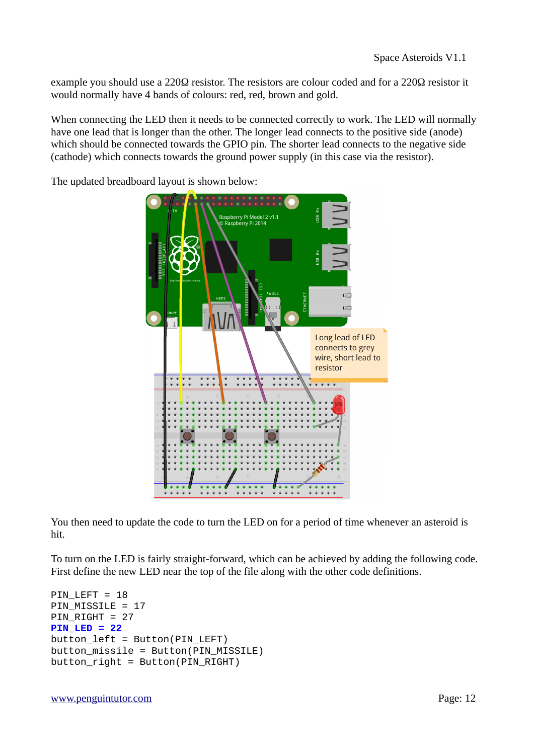example you should use a 220Ω resistor. The resistors are colour coded and for a 220Ω resistor it would normally have 4 bands of colours: red, red, brown and gold.

When connecting the LED then it needs to be connected correctly to work. The LED will normally have one lead that is longer than the other. The longer lead connects to the positive side (anode) which should be connected towards the GPIO pin. The shorter lead connects to the negative side (cathode) which connects towards the ground power supply (in this case via the resistor).

The updated breadboard layout is shown below:

You then need to update the code to turn the LED on for a period of time whenever an asteroid is hit.

To turn on the LED is fairly straight-forward, which can be achieved by adding the following code. First define the new LED near the top of the file along with the other code definitions.

```
PIN_LEFT = 18
PIN_MISSILE = 17
PIN_RIGHT = 27
PIN_LED = 22
button_left = Button(PIN_LEFT)
button_missile = Button(PIN_MISSILE)
button_right = Button(PIN_RIGHT)
```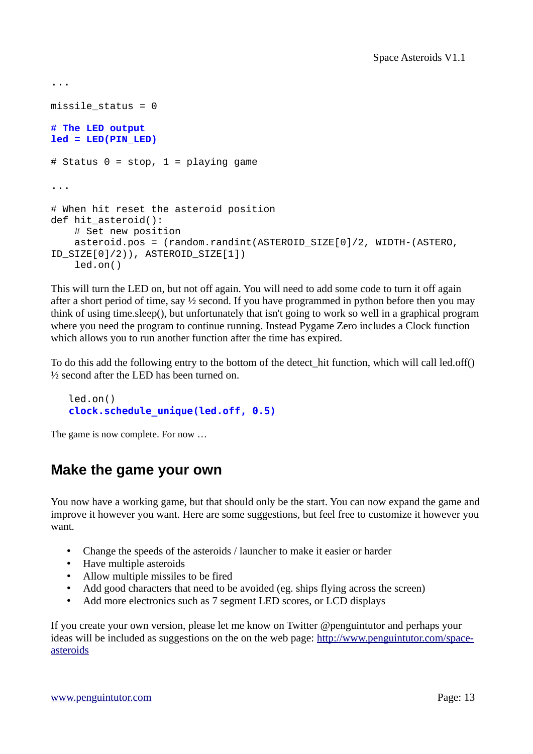```
...

missile_status = 0

# The LED output
led = LED(PIN_LED)

# Status 0 = stop, 1 = playing game

...

# When hit reset the asteroid position
def hit_asteroid():
    # Set new position
    asteroid.pos = (random.randint(ASTEROID_SIZE[0]/2, WIDTH-(ASTERO,
ID_SIZE[0]/2)), ASTEROID_SIZE[1])
    led.on()
```

This will turn the LED on, but not off again. You will need to add some code to turn it off again after a short period of time, say ½ second. If you have programmed in python before then you may think of using time.sleep(), but unfortunately that isn't going to work so well in a graphical program where you need the program to continue running. Instead Pygame Zero includes a Clock function which allows you to run another function after the time has expired.

To do this add the following entry to the bottom of the detect_hit function, which will call led.off() ½ second after the LED has been turned on.

```
    led.on()
    clock.schedule_unique(led.off, 0.5)
```

The game is now complete. For now …

## Make the game your own

You now have a working game, but that should only be the start. You can now expand the game and improve it however you want. Here are some suggestions, but feel free to customize it however you want.

- Change the speeds of the asteroids / launcher to make it easier or harder
- Have multiple asteroids
- Allow multiple missiles to be fired
- Add good characters that need to be avoided (eg. ships flying across the screen)
- Add more electronics such as 7 segment LED scores, or LCD displays

If you create your own version, please let me know on Twitter @penguintutor and perhaps your ideas will be included as suggestions on the on the web page: http://www.penguintutor.com/space-asteroids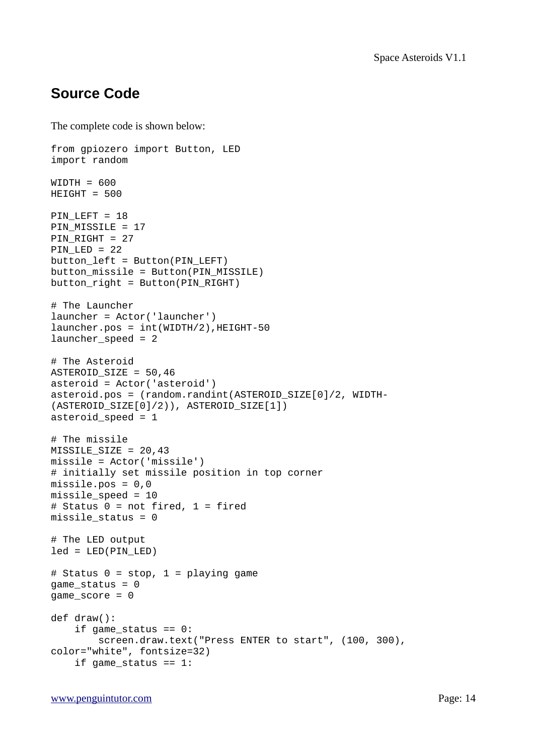## Source Code

The complete code is shown below:

```
from gpiozero import Button, LED
import random

WIDTH = 600
HEIGHT = 500

PIN_LEFT = 18
PIN_MISSILE = 17
PIN_RIGHT = 27
PIN_LED = 22
button_left = Button(PIN_LEFT)
button_missile = Button(PIN_MISSILE)
button_right = Button(PIN_RIGHT)

# The Launcher
launcher = Actor('launcher')
launcher.pos = int(WIDTH/2),HEIGHT-50
launcher_speed = 2

# The Asteroid
ASTEROID_SIZE = 50,46
asteroid = Actor('asteroid')
asteroid.pos = (random.randint(ASTEROID_SIZE[0]/2, WIDTH-
(ASTEROID_SIZE[0]/2)), ASTEROID_SIZE[1])
asteroid_speed = 1

# The missile
MISSILE_SIZE = 20,43
missile = Actor('missile')
# initially set missile position in top corner
missile.pos = 0,0
missile_speed = 10
# Status 0 = not fired, 1 = fired
missile_status = 0

# The LED output
led = LED(PIN_LED)

# Status 0 = stop, 1 = playing game
game_status = 0
game_score = 0

def draw():
    if game_status == 0:
        screen.draw.text("Press ENTER to start", (100, 300),
color="white", fontsize=32)
    if game_status == 1:
```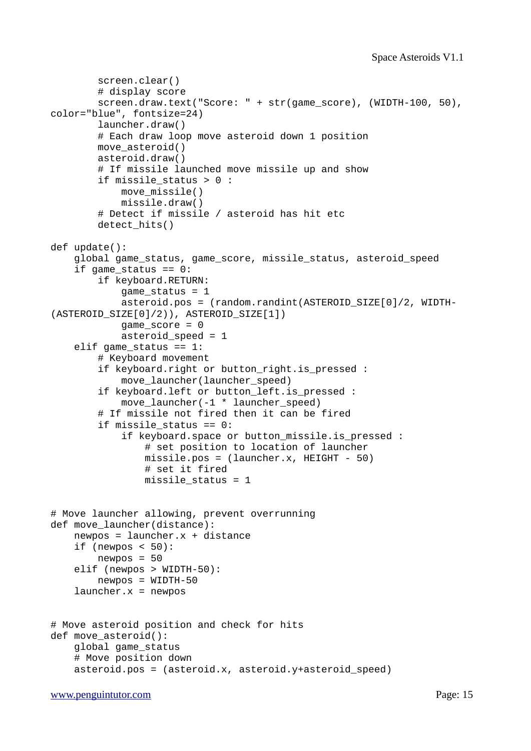```
        screen.clear()
        # display score
        screen.draw.text("Score: " + str(game_score), (WIDTH-100, 50), 
color="blue", fontsize=24)
        launcher.draw()
        # Each draw loop move asteroid down 1 position
        move_asteroid()
        asteroid.draw()
        # If missile launched move missile up and show
        if missile_status > 0 :
            move_missile()
            missile.draw()
        # Detect if missile / asteroid has hit etc
        detect_hits()

def update():
    global game_status, game_score, missile_status, asteroid_speed
    if game_status == 0:
        if keyboard.RETURN:
            game_status = 1
            asteroid.pos = (random.randint(ASTEROID_SIZE[0]/2, WIDTH-
(ASTEROID_SIZE[0]/2)), ASTEROID_SIZE[1])
            game_score = 0
            asteroid_speed = 1
    elif game_status == 1:
        # Keyboard movement
        if keyboard.right or button_right.is_pressed :
            move_launcher(launcher_speed)
        if keyboard.left or button_left.is_pressed :
            move_launcher(-1 * launcher_speed)
        # If missile not fired then it can be fired
        if missile_status == 0:
            if keyboard.space or button_missile.is_pressed :
                # set position to location of launcher
                missile.pos = (launcher.x, HEIGHT - 50)
                # set it fired
                missile_status = 1


# Move launcher allowing, prevent overrunning
def move_launcher(distance):
    newpos = launcher.x + distance
    if (newpos < 50):
        newpos = 50
    elif (newpos > WIDTH-50):
        newpos = WIDTH-50
    launcher.x = newpos


# Move asteroid position and check for hits
def move_asteroid():
    global game_status
    # Move position down
    asteroid.pos = (asteroid.x, asteroid.y+asteroid_speed)
```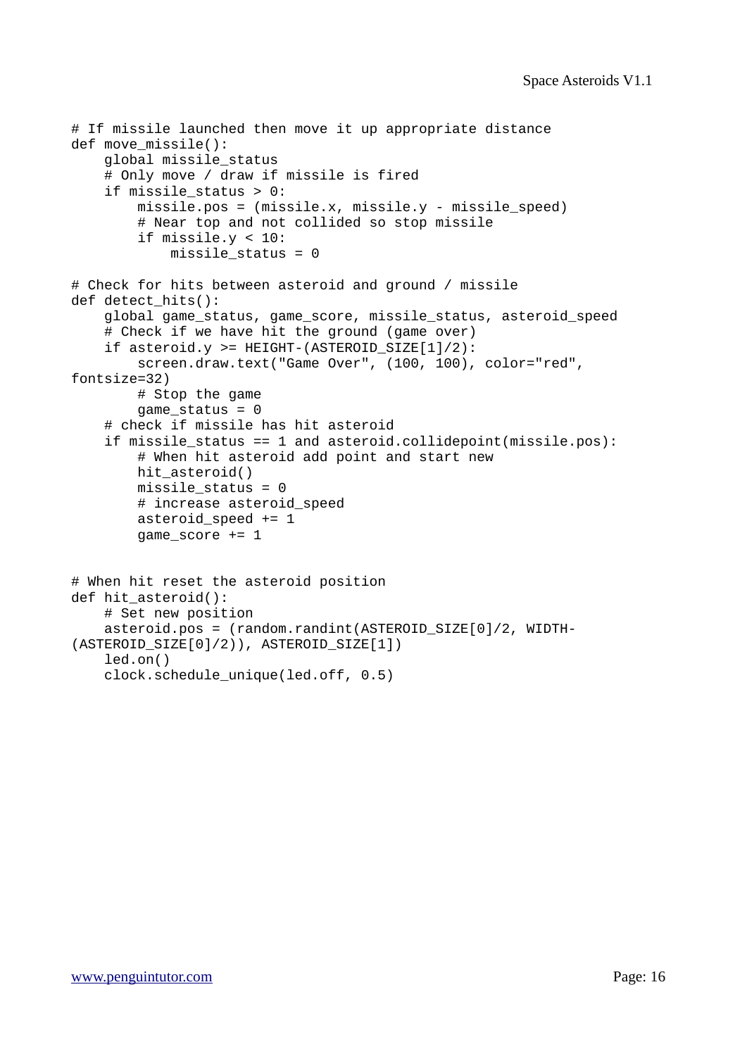```
# If missile launched then move it up appropriate distance
def move_missile():
    global missile_status
    # Only move / draw if missile is fired
    if missile_status > 0:
        missile.pos = (missile.x, missile.y - missile_speed)
        # Near top and not collided so stop missile
        if missile.y < 10:
            missile_status = 0

# Check for hits between asteroid and ground / missile
def detect_hits():
    global game_status, game_score, missile_status, asteroid_speed
    # Check if we have hit the ground (game over)
    if asteroid.y >= HEIGHT-(ASTEROID_SIZE[1]/2):
        screen.draw.text("Game Over", (100, 100), color="red", 
fontsize=32)
        # Stop the game
        game_status = 0
    # check if missile has hit asteroid
    if missile_status == 1 and asteroid.collidepoint(missile.pos):
        # When hit asteroid add point and start new
        hit_asteroid()
        missile_status = 0
        # increase asteroid_speed
        asteroid_speed += 1
        game_score += 1


# When hit reset the asteroid position
def hit_asteroid():
    # Set new position
    asteroid.pos = (random.randint(ASTEROID_SIZE[0]/2, WIDTH-
(ASTEROID_SIZE[0]/2)), ASTEROID_SIZE[1])
    led.on()
    clock.schedule_unique(led.off, 0.5)
```